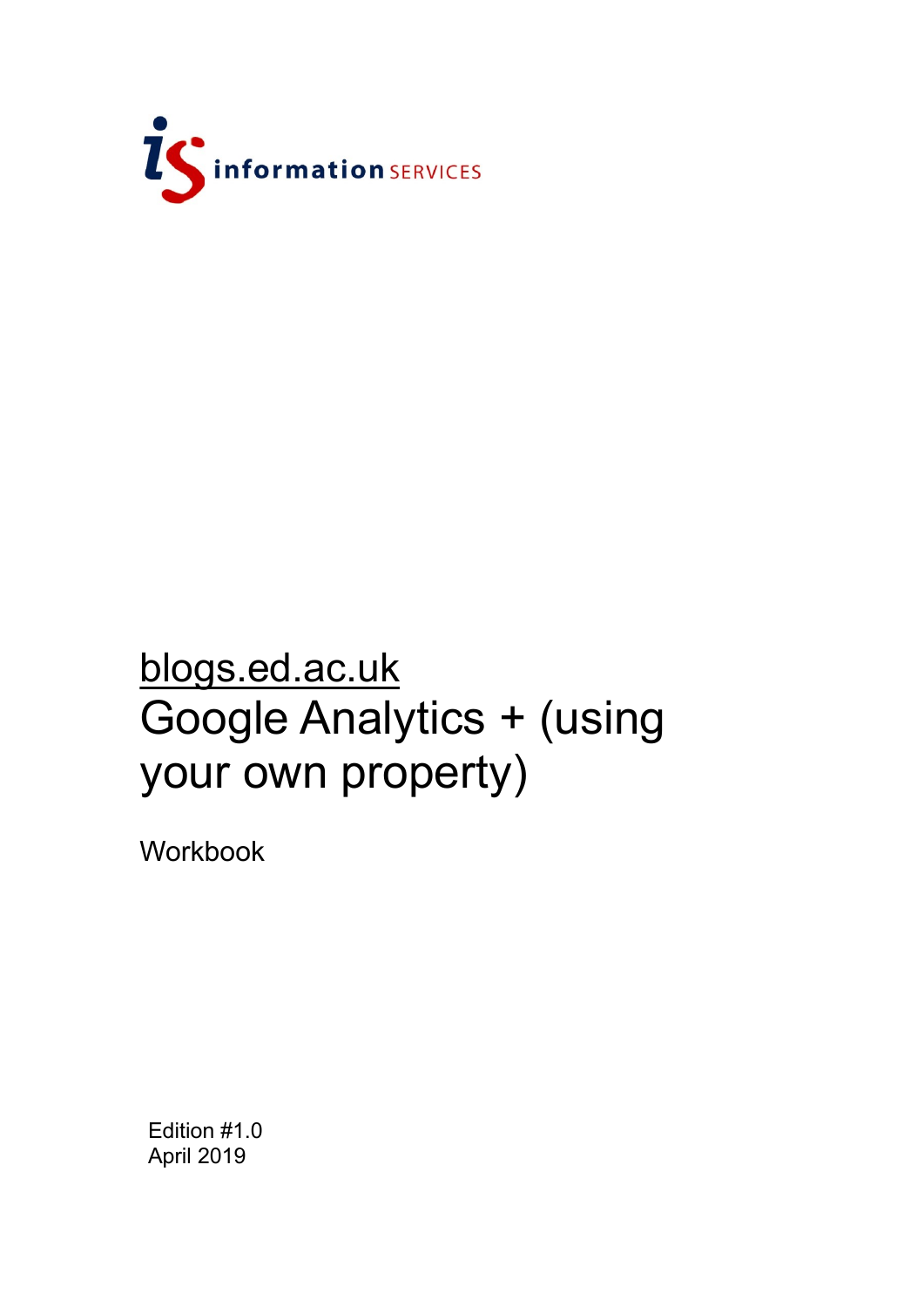information SERVICES

# blogs.ed.ac.uk

# Google Analytics + (using your own property)

Workbook

Edition #1.0
April 2019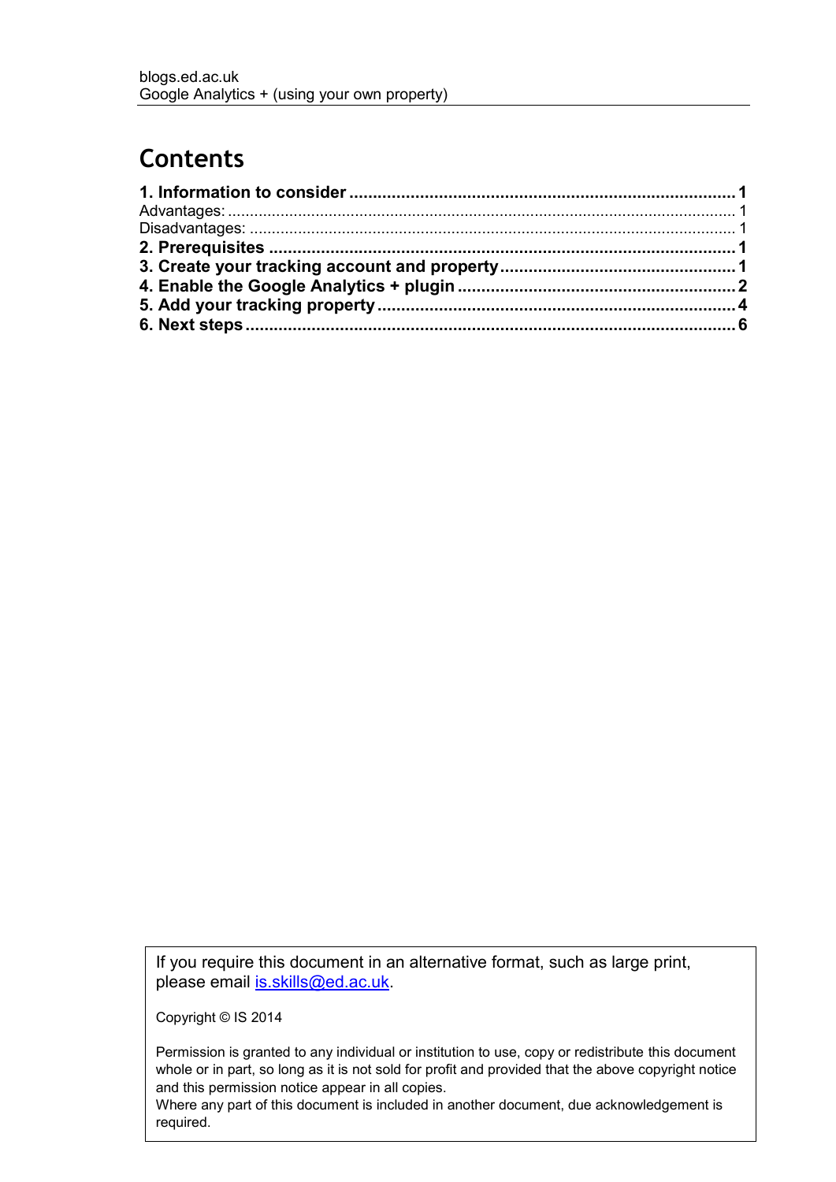# Contents

**1. Information to consider** ........................................................................ **1**
Advantages: .............................................................................................. 1
Disadvantages: ......................................................................................... 1
**2. Prerequisites** ........................................................................................ **1**
**3. Create your tracking account and property** ........................................... **1**
**4. Enable the Google Analytics + plugin** .................................................... **2**
**5. Add your tracking property** .................................................................... **4**
**6. Next steps** ............................................................................................. **6**

If you require this document in an alternative format, such as large print, please email [is.skills@ed.ac.uk](mailto:is.skills@ed.ac.uk).

Copyright © IS 2014

Permission is granted to any individual or institution to use, copy or redistribute this document whole or in part, so long as it is not sold for profit and provided that the above copyright notice and this permission notice appear in all copies.
Where any part of this document is included in another document, due acknowledgement is required.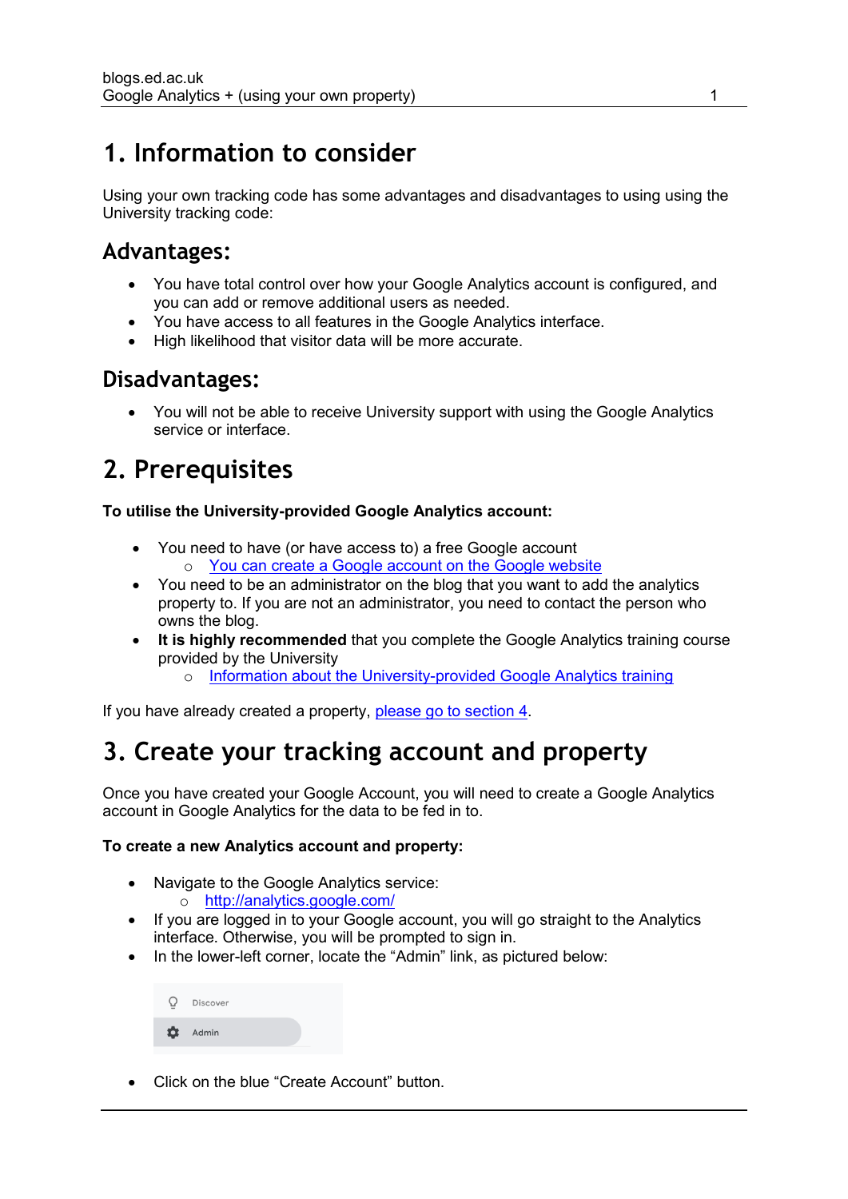# 1. Information to consider

Using your own tracking code has some advantages and disadvantages to using using the University tracking code:

## Advantages:

- You have total control over how your Google Analytics account is configured, and you can add or remove additional users as needed.
- You have access to all features in the Google Analytics interface.
- High likelihood that visitor data will be more accurate.

## Disadvantages:

- You will not be able to receive University support with using the Google Analytics service or interface.

# 2. Prerequisites

**To utilise the University-provided Google Analytics account:**

- You need to have (or have access to) a free Google account
    - [You can create a Google account on the Google website]()
- You need to be an administrator on the blog that you want to add the analytics property to. If you are not an administrator, you need to contact the person who owns the blog.
- **It is highly recommended** that you complete the Google Analytics training course provided by the University
    - [Information about the University-provided Google Analytics training]()

If you have already created a property, [please go to section 4]().

# 3. Create your tracking account and property

Once you have created your Google Account, you will need to create a Google Analytics account in Google Analytics for the data to be fed in to.

**To create a new Analytics account and property:**

- Navigate to the Google Analytics service:
    - [http://analytics.google.com/](http://analytics.google.com/)
- If you are logged in to your Google account, you will go straight to the Analytics interface. Otherwise, you will be prompted to sign in.
- In the lower-left corner, locate the "Admin" link, as pictured below:

Discover

Admin

- Click on the blue "Create Account" button.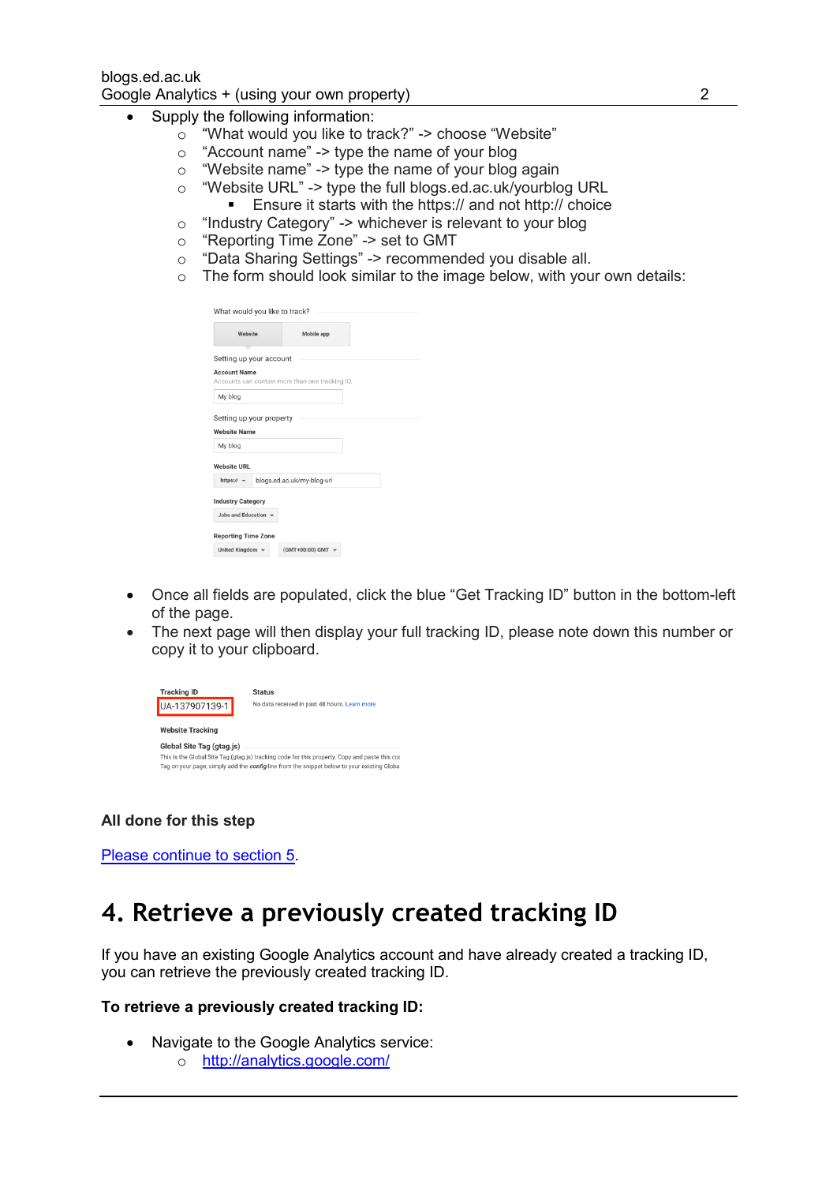- Supply the following information:
  - "What would you like to track?" -> choose "Website"
  - "Account name" -> type the name of your blog
  - "Website name" -> type the name of your blog again
  - "Website URL" -> type the full blogs.ed.ac.uk/yourblog URL
    - Ensure it starts with the https:// and not http:// choice
  - "Industry Category" -> whichever is relevant to your blog
  - "Reporting Time Zone" -> set to GMT
  - "Data Sharing Settings" -> recommended you disable all.
  - The form should look similar to the image below, with your own details:

- Once all fields are populated, click the blue "Get Tracking ID" button in the bottom-left of the page.
- The next page will then display your full tracking ID, please note down this number or copy it to your clipboard.

**All done for this step**

[Please continue to section 5](#).

# 4. Retrieve a previously created tracking ID

If you have an existing Google Analytics account and have already created a tracking ID, you can retrieve the previously created tracking ID.

**To retrieve a previously created tracking ID:**

- Navigate to the Google Analytics service:
  - [http://analytics.google.com/](http://analytics.google.com/)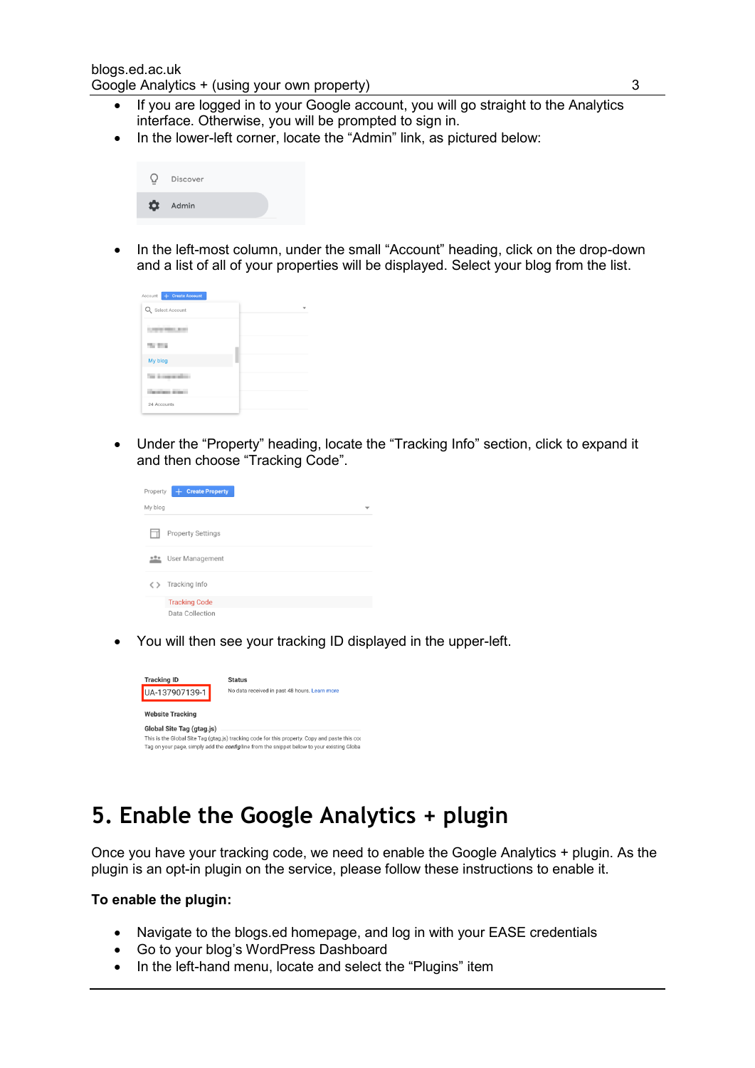- If you are logged in to your Google account, you will go straight to the Analytics interface. Otherwise, you will be prompted to sign in.
- In the lower-left corner, locate the “Admin” link, as pictured below:
- In the left-most column, under the small “Account” heading, click on the drop-down and a list of all of your properties will be displayed. Select your blog from the list.
- Under the “Property” heading, locate the “Tracking Info” section, click to expand it and then choose “Tracking Code”.
- You will then see your tracking ID displayed in the upper-left.

## 5. Enable the Google Analytics + plugin

Once you have your tracking code, we need to enable the Google Analytics + plugin. As the plugin is an opt-in plugin on the service, please follow these instructions to enable it.

**To enable the plugin:**

- Navigate to the blogs.ed homepage, and log in with your EASE credentials
- Go to your blog’s WordPress Dashboard
- In the left-hand menu, locate and select the “Plugins” item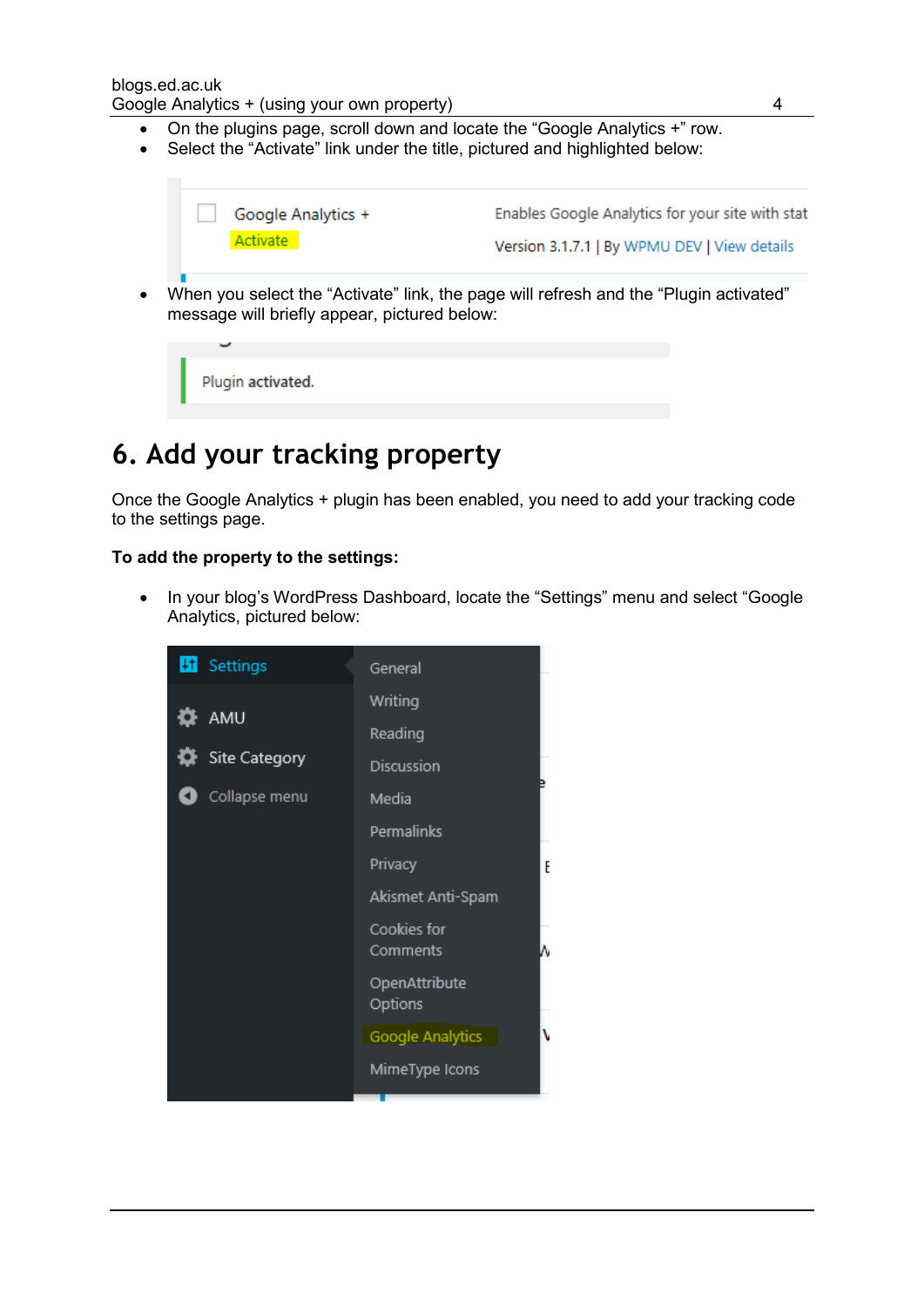- On the plugins page, scroll down and locate the “Google Analytics +” row.
- Select the “Activate” link under the title, pictured and highlighted below:

- When you select the “Activate” link, the page will refresh and the “Plugin activated” message will briefly appear, pictured below:

# 6. Add your tracking property

Once the Google Analytics + plugin has been enabled, you need to add your tracking code to the settings page.

**To add the property to the settings:**

- In your blog’s WordPress Dashboard, locate the “Settings” menu and select “Google Analytics, pictured below: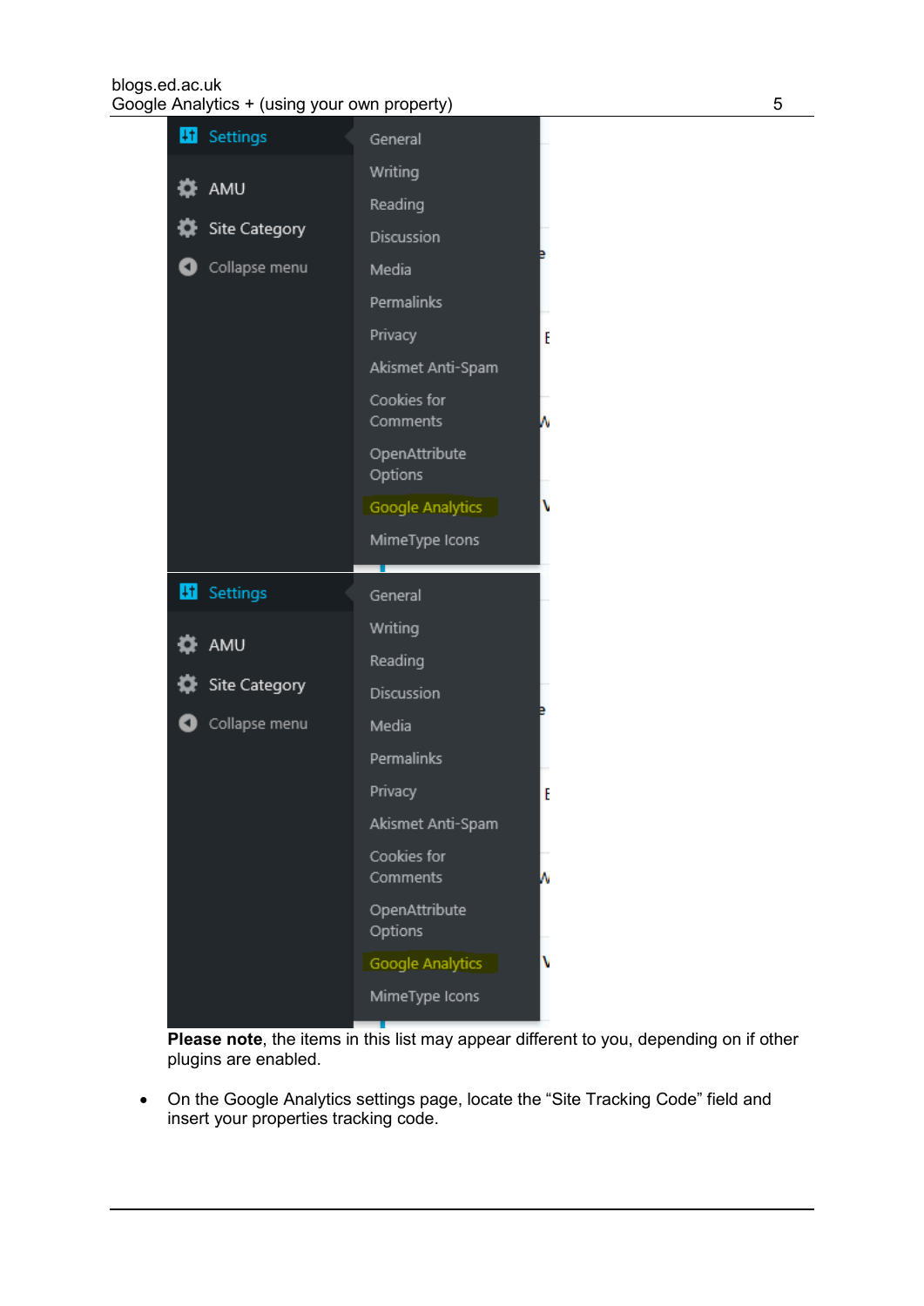**Please note**, the items in this list may appear different to you, depending on if other plugins are enabled.

- On the Google Analytics settings page, locate the “Site Tracking Code” field and insert your properties tracking code.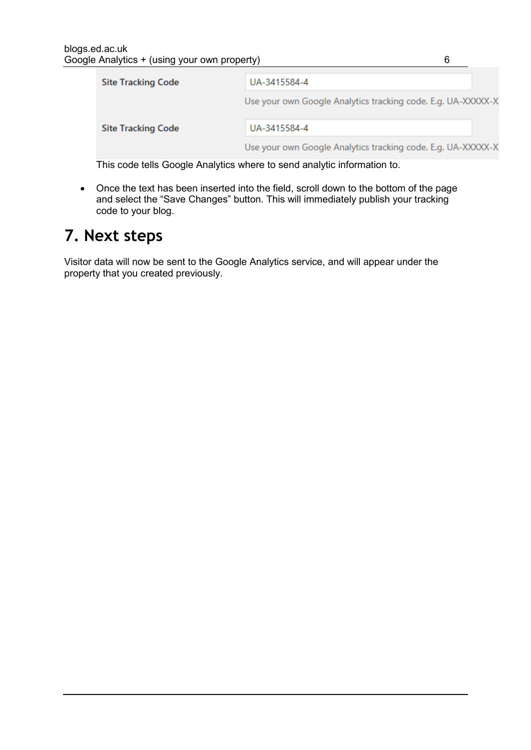| | |
|---|---|
| Site Tracking Code | UA-3415584-4 |
| | Use your own Google Analytics tracking code. E.g. UA-XXXXX-X |
| Site Tracking Code | UA-3415584-4 |
| | Use your own Google Analytics tracking code. E.g. UA-XXXXX-X |

This code tells Google Analytics where to send analytic information to.

- Once the text has been inserted into the field, scroll down to the bottom of the page and select the “Save Changes” button. This will immediately publish your tracking code to your blog.

## 7. Next steps

Visitor data will now be sent to the Google Analytics service, and will appear under the property that you created previously.